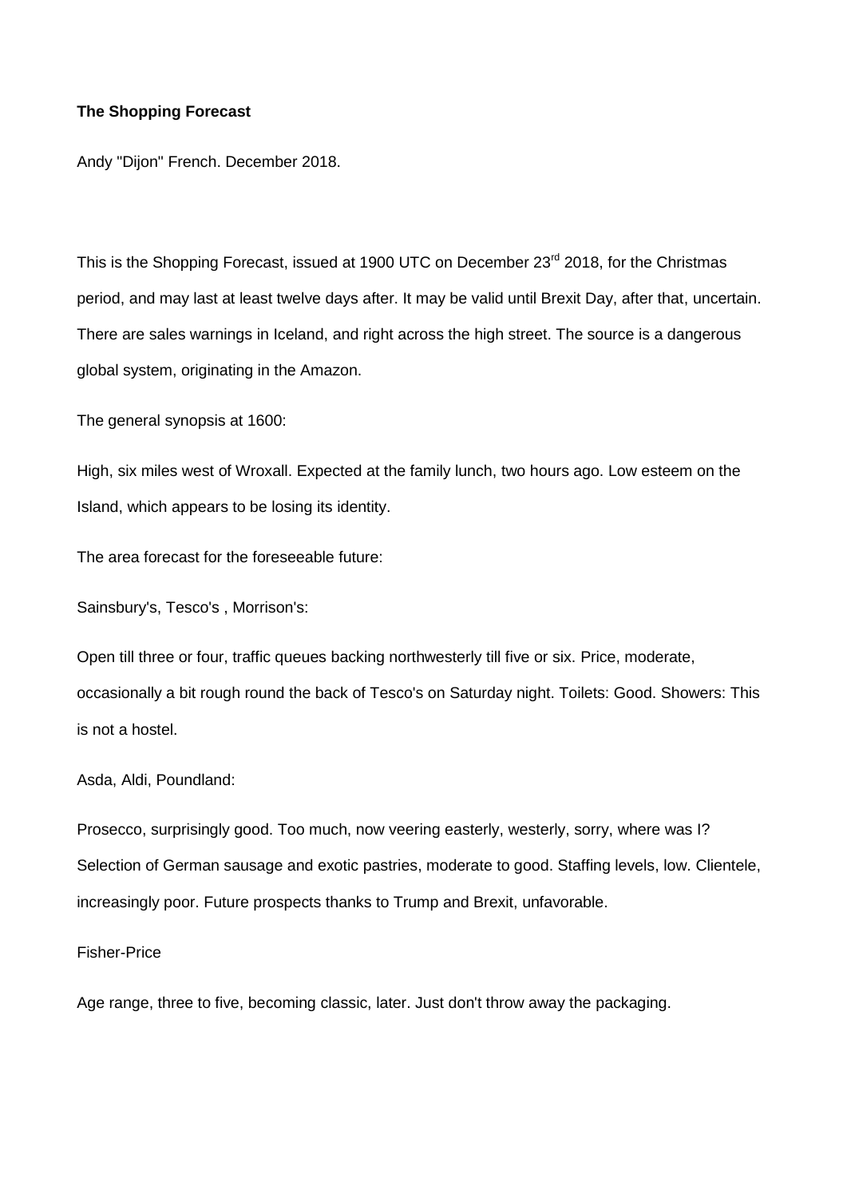**The Shopping Forecast**

Andy "Dijon" French. December 2018.

This is the Shopping Forecast, issued at 1900 UTC on December 23rd 2018, for the Christmas period, and may last at least twelve days after. It may be valid until Brexit Day, after that, uncertain. There are sales warnings in Iceland, and right across the high street. The source is a dangerous global system, originating in the Amazon.

The general synopsis at 1600:

High, six miles west of Wroxall. Expected at the family lunch, two hours ago. Low esteem on the Island, which appears to be losing its identity.

The area forecast for the foreseeable future:

Sainsbury's, Tesco's , Morrison's:

Open till three or four, traffic queues backing northwesterly till five or six. Price, moderate, occasionally a bit rough round the back of Tesco's on Saturday night. Toilets: Good. Showers: This is not a hostel.

Asda, Aldi, Poundland:

Prosecco, surprisingly good. Too much, now veering easterly, westerly, sorry, where was I? Selection of German sausage and exotic pastries, moderate to good. Staffing levels, low. Clientele, increasingly poor. Future prospects thanks to Trump and Brexit, unfavorable.

Fisher-Price

Age range, three to five, becoming classic, later. Just don't throw away the packaging.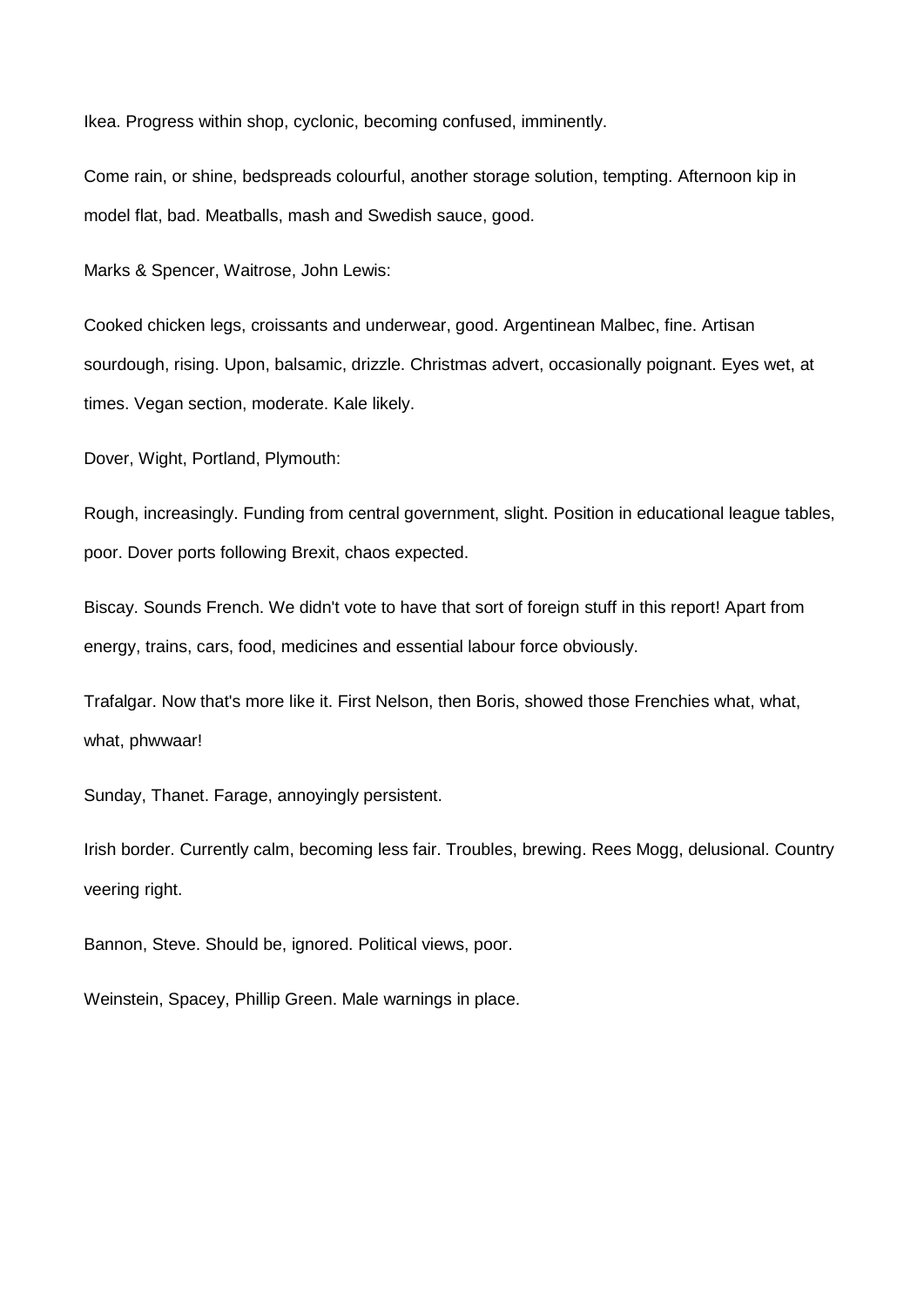Ikea. Progress within shop, cyclonic, becoming confused, imminently.

Come rain, or shine, bedspreads colourful, another storage solution, tempting. Afternoon kip in model flat, bad. Meatballs, mash and Swedish sauce, good.

Marks & Spencer, Waitrose, John Lewis:

Cooked chicken legs, croissants and underwear, good. Argentinean Malbec, fine. Artisan sourdough, rising. Upon, balsamic, drizzle. Christmas advert, occasionally poignant. Eyes wet, at times. Vegan section, moderate. Kale likely.

Dover, Wight, Portland, Plymouth:

Rough, increasingly. Funding from central government, slight. Position in educational league tables, poor. Dover ports following Brexit, chaos expected.

Biscay. Sounds French. We didn't vote to have that sort of foreign stuff in this report! Apart from energy, trains, cars, food, medicines and essential labour force obviously.

Trafalgar. Now that's more like it. First Nelson, then Boris, showed those Frenchies what, what, what, phwwaar!

Sunday, Thanet. Farage, annoyingly persistent.

Irish border. Currently calm, becoming less fair. Troubles, brewing. Rees Mogg, delusional. Country veering right.

Bannon, Steve. Should be, ignored. Political views, poor.

Weinstein, Spacey, Phillip Green. Male warnings in place.